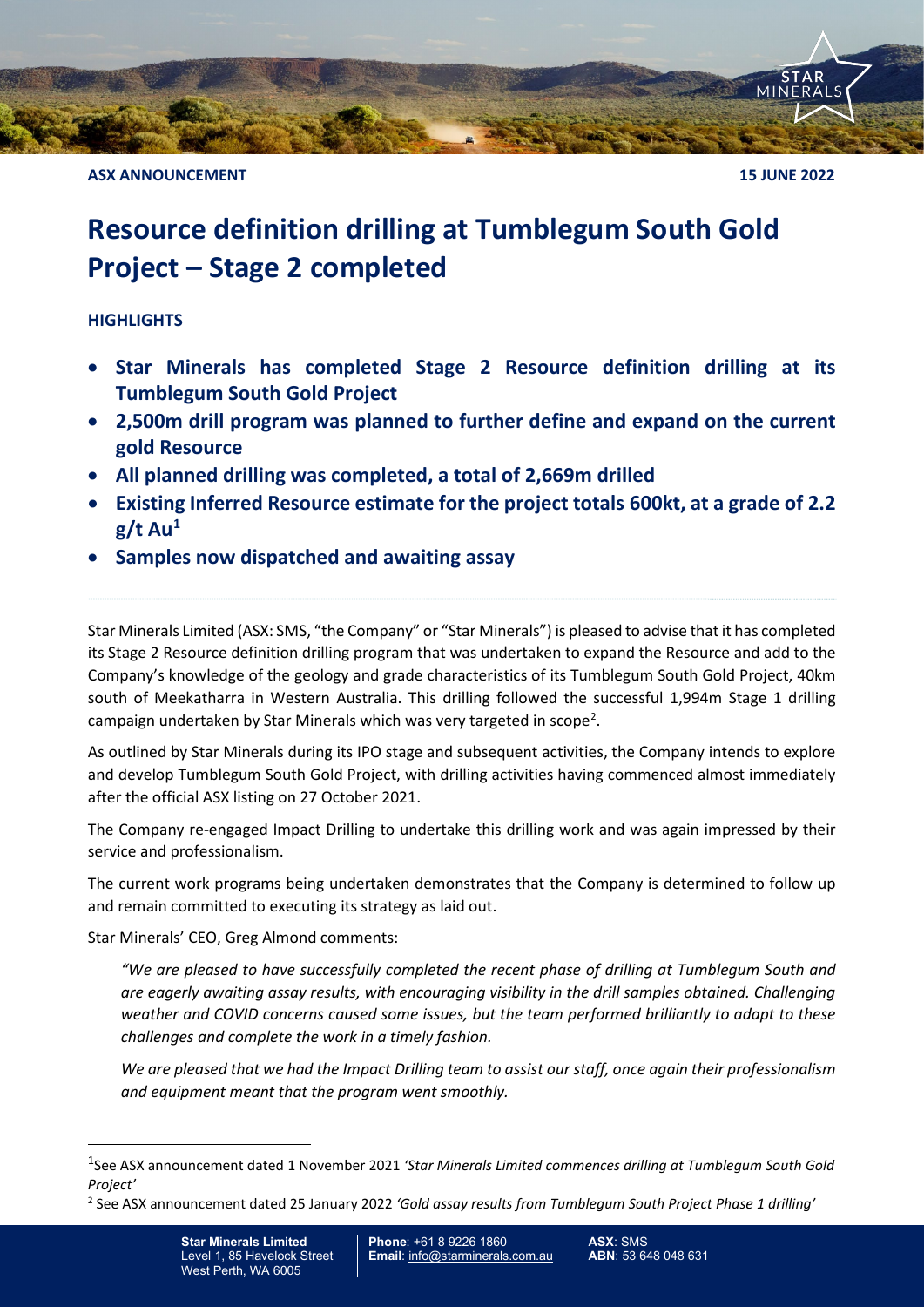**ASX ANNOUNCEMENT** **15 JUNE 2022**

# Resource definition drilling at Tumblegum South Gold Project – Stage 2 completed

**HIGHLIGHTS**

- **Star Minerals has completed Stage 2 Resource definition drilling at its Tumblegum South Gold Project**
- **2,500m drill program was planned to further define and expand on the current gold Resource**
- **All planned drilling was completed, a total of 2,669m drilled**
- **Existing Inferred Resource estimate for the project totals 600kt, at a grade of 2.2 g/t Au[1]**
- **Samples now dispatched and awaiting assay**

Star Minerals Limited (ASX: SMS, "the Company" or "Star Minerals") is pleased to advise that it has completed its Stage 2 Resource definition drilling program that was undertaken to expand the Resource and add to the Company's knowledge of the geology and grade characteristics of its Tumblegum South Gold Project, 40km south of Meekatharra in Western Australia. This drilling followed the successful 1,994m Stage 1 drilling campaign undertaken by Star Minerals which was very targeted in scope[2].

As outlined by Star Minerals during its IPO stage and subsequent activities, the Company intends to explore and develop Tumblegum South Gold Project, with drilling activities having commenced almost immediately after the official ASX listing on 27 October 2021.

The Company re-engaged Impact Drilling to undertake this drilling work and was again impressed by their service and professionalism.

The current work programs being undertaken demonstrates that the Company is determined to follow up and remain committed to executing its strategy as laid out.

Star Minerals' CEO, Greg Almond comments:

> *"We are pleased to have successfully completed the recent phase of drilling at Tumblegum South and are eagerly awaiting assay results, with encouraging visibility in the drill samples obtained. Challenging weather and COVID concerns caused some issues, but the team performed brilliantly to adapt to these challenges and complete the work in a timely fashion.*
>
> *We are pleased that we had the Impact Drilling team to assist our staff, once again their professionalism and equipment meant that the program went smoothly.*

---

[1] See ASX announcement dated 1 November 2021 *'Star Minerals Limited commences drilling at Tumblegum South Gold Project'*

[2] See ASX announcement dated 25 January 2022 *'Gold assay results from Tumblegum South Project Phase 1 drilling'*

**Star Minerals Limited**
Level 1, 85 Havelock Street
West Perth, WA 6005

**Phone**: +61 8 9226 1860
**Email**: info@starminerals.com.au

**ASX**: SMS
**ABN**: 53 648 048 631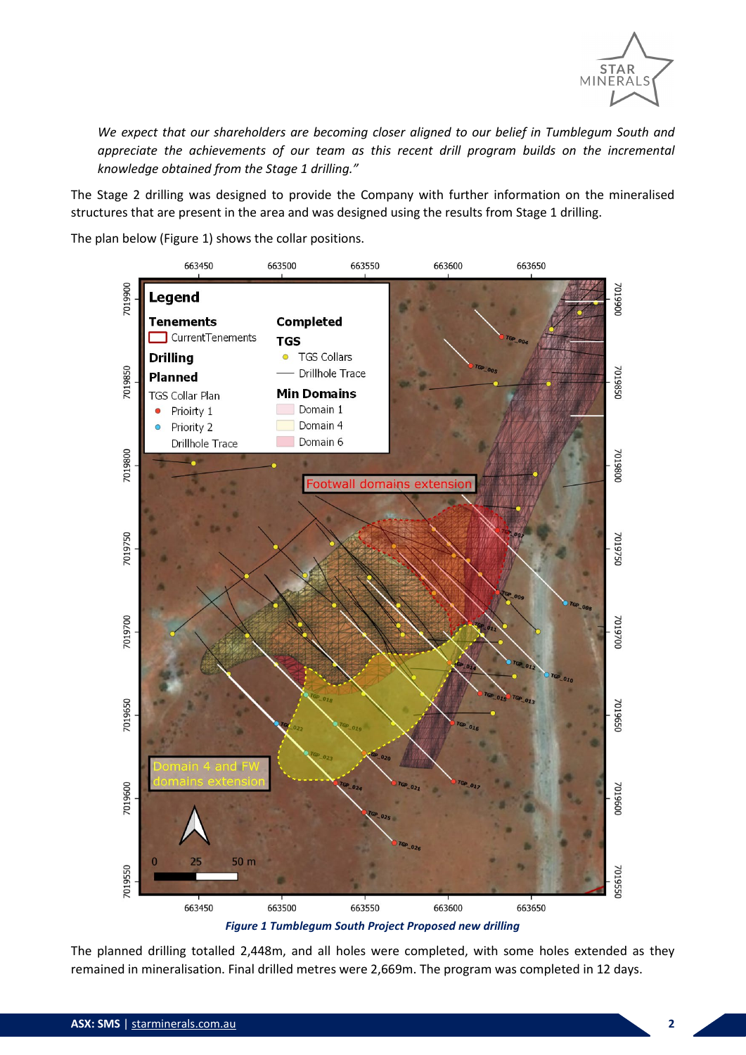*We expect that our shareholders are becoming closer aligned to our belief in Tumblegum South and appreciate the achievements of our team as this recent drill program builds on the incremental knowledge obtained from the Stage 1 drilling."*

The Stage 2 drilling was designed to provide the Company with further information on the mineralised structures that are present in the area and was designed using the results from Stage 1 drilling.

The plan below (Figure 1) shows the collar positions.

*Figure 1 Tumblegum South Project Proposed new drilling*

The planned drilling totalled 2,448m, and all holes were completed, with some holes extended as they remained in mineralisation. Final drilled metres were 2,669m. The program was completed in 12 days.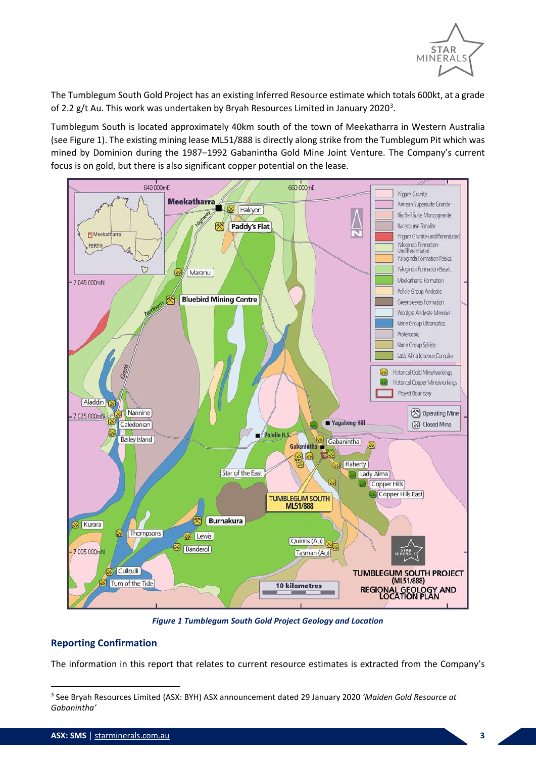The Tumblegum South Gold Project has an existing Inferred Resource estimate which totals 600kt, at a grade of 2.2 g/t Au. This work was undertaken by Bryah Resources Limited in January 2020[3].

Tumblegum South is located approximately 40km south of the town of Meekatharra in Western Australia (see Figure 1). The existing mining lease ML51/888 is directly along strike from the Tumblegum Pit which was mined by Dominion during the 1987–1992 Gabanintha Gold Mine Joint Venture. The Company's current focus is on gold, but there is also significant copper potential on the lease.

***Figure 1 Tumblegum South Gold Project Geology and Location***

## Reporting Confirmation

The information in this report that relates to current resource estimates is extracted from the Company's

[3] See Bryah Resources Limited (ASX: BYH) ASX announcement dated 29 January 2020 *'Maiden Gold Resource at Gabanintha'*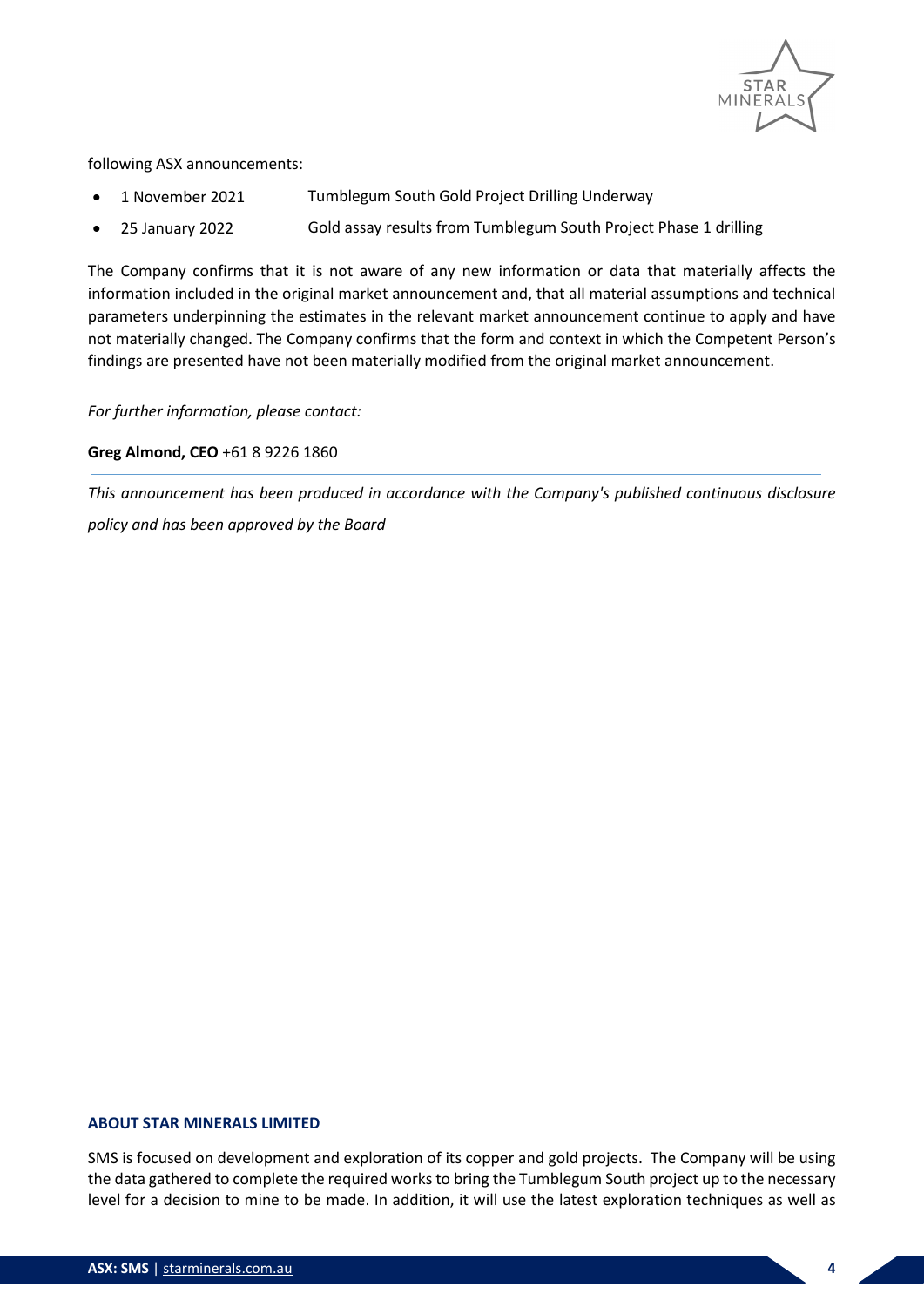following ASX announcements:

- 1 November 2021 Tumblegum South Gold Project Drilling Underway
- 25 January 2022 Gold assay results from Tumblegum South Project Phase 1 drilling

The Company confirms that it is not aware of any new information or data that materially affects the information included in the original market announcement and, that all material assumptions and technical parameters underpinning the estimates in the relevant market announcement continue to apply and have not materially changed. The Company confirms that the form and context in which the Competent Person's findings are presented have not been materially modified from the original market announcement.

*For further information, please contact:*

**Greg Almond, CEO** +61 8 9226 1860

---

*This announcement has been produced in accordance with the Company's published continuous disclosure policy and has been approved by the Board*

### ABOUT STAR MINERALS LIMITED

SMS is focused on development and exploration of its copper and gold projects. The Company will be using the data gathered to complete the required works to bring the Tumblegum South project up to the necessary level for a decision to mine to be made. In addition, it will use the latest exploration techniques as well as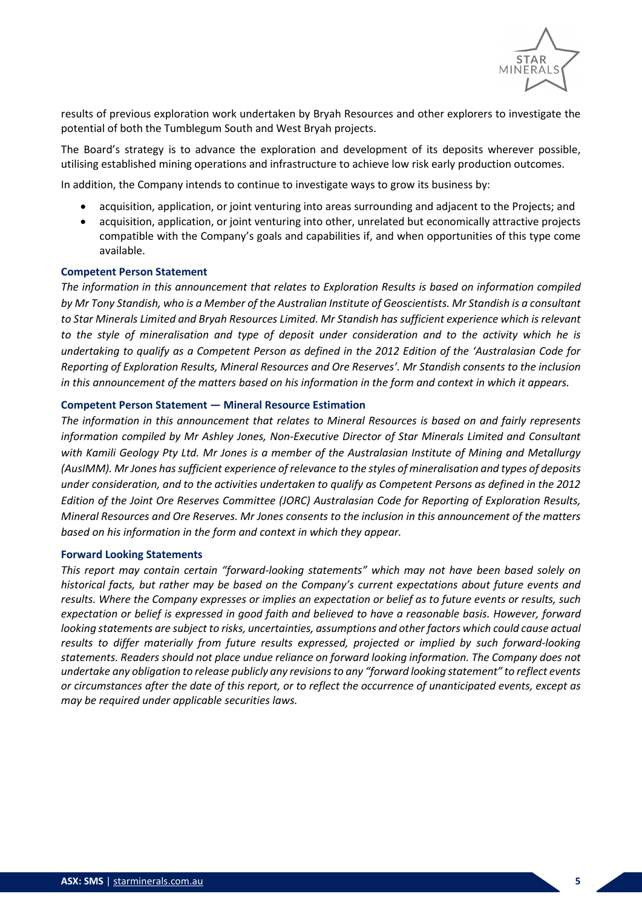results of previous exploration work undertaken by Bryah Resources and other explorers to investigate the potential of both the Tumblegum South and West Bryah projects.

The Board's strategy is to advance the exploration and development of its deposits wherever possible, utilising established mining operations and infrastructure to achieve low risk early production outcomes.

In addition, the Company intends to continue to investigate ways to grow its business by:

- acquisition, application, or joint venturing into areas surrounding and adjacent to the Projects; and
- acquisition, application, or joint venturing into other, unrelated but economically attractive projects compatible with the Company's goals and capabilities if, and when opportunities of this type come available.

### Competent Person Statement

*The information in this announcement that relates to Exploration Results is based on information compiled by Mr Tony Standish, who is a Member of the Australian Institute of Geoscientists. Mr Standish is a consultant to Star Minerals Limited and Bryah Resources Limited. Mr Standish has sufficient experience which is relevant to the style of mineralisation and type of deposit under consideration and to the activity which he is undertaking to qualify as a Competent Person as defined in the 2012 Edition of the 'Australasian Code for Reporting of Exploration Results, Mineral Resources and Ore Reserves'. Mr Standish consents to the inclusion in this announcement of the matters based on his information in the form and context in which it appears.*

### Competent Person Statement — Mineral Resource Estimation

*The information in this announcement that relates to Mineral Resources is based on and fairly represents information compiled by Mr Ashley Jones, Non-Executive Director of Star Minerals Limited and Consultant with Kamili Geology Pty Ltd. Mr Jones is a member of the Australasian Institute of Mining and Metallurgy (AusIMM). Mr Jones has sufficient experience of relevance to the styles of mineralisation and types of deposits under consideration, and to the activities undertaken to qualify as Competent Persons as defined in the 2012 Edition of the Joint Ore Reserves Committee (JORC) Australasian Code for Reporting of Exploration Results, Mineral Resources and Ore Reserves. Mr Jones consents to the inclusion in this announcement of the matters based on his information in the form and context in which they appear.*

### Forward Looking Statements

*This report may contain certain "forward-looking statements" which may not have been based solely on historical facts, but rather may be based on the Company's current expectations about future events and results. Where the Company expresses or implies an expectation or belief as to future events or results, such expectation or belief is expressed in good faith and believed to have a reasonable basis. However, forward looking statements are subject to risks, uncertainties, assumptions and other factors which could cause actual results to differ materially from future results expressed, projected or implied by such forward-looking statements. Readers should not place undue reliance on forward looking information. The Company does not undertake any obligation to release publicly any revisions to any "forward looking statement" to reflect events or circumstances after the date of this report, or to reflect the occurrence of unanticipated events, except as may be required under applicable securities laws.*